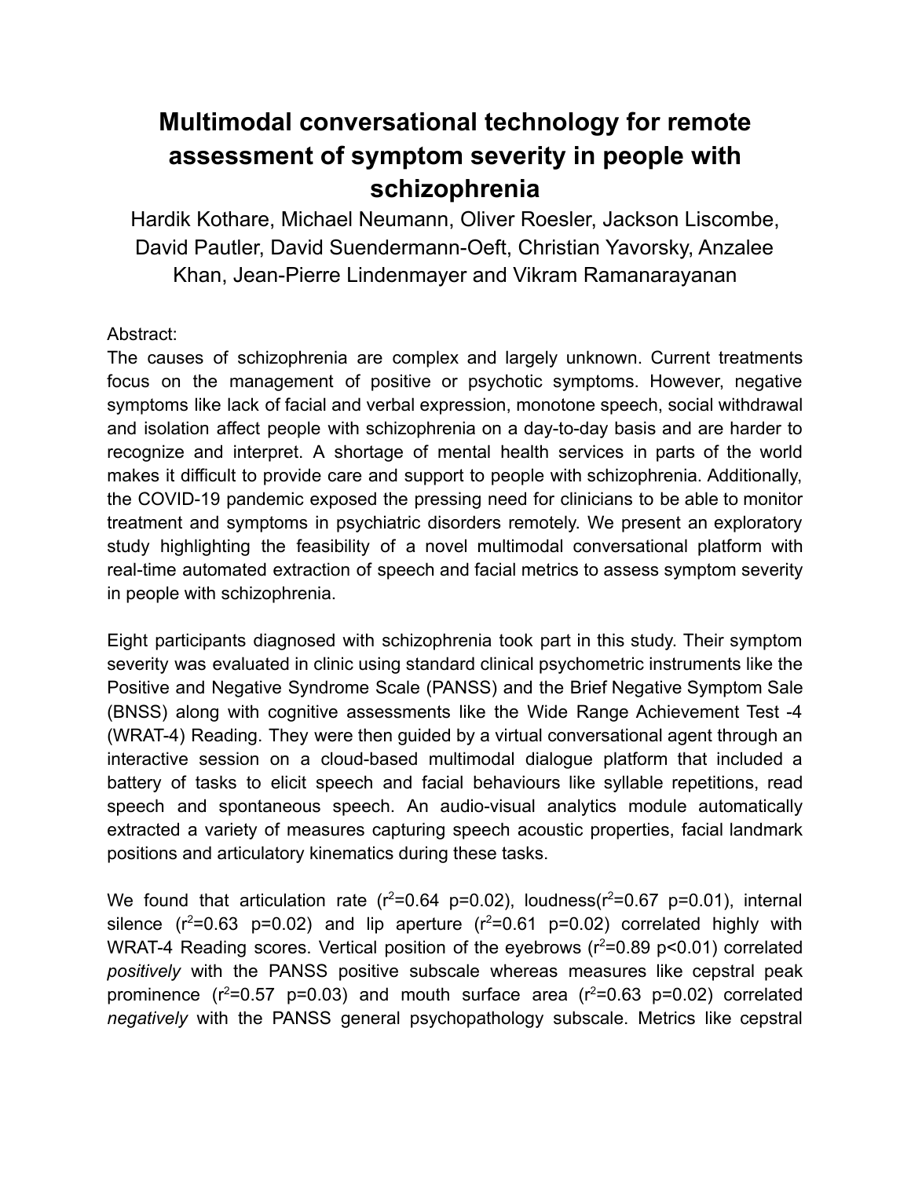# Multimodal conversational technology for remote assessment of symptom severity in people with schizophrenia

Hardik Kothare, Michael Neumann, Oliver Roesler, Jackson Liscombe, David Pautler, David Suendermann-Oeft, Christian Yavorsky, Anzalee Khan, Jean-Pierre Lindenmayer and Vikram Ramanarayanan

Abstract:

The causes of schizophrenia are complex and largely unknown. Current treatments focus on the management of positive or psychotic symptoms. However, negative symptoms like lack of facial and verbal expression, monotone speech, social withdrawal and isolation affect people with schizophrenia on a day-to-day basis and are harder to recognize and interpret. A shortage of mental health services in parts of the world makes it difficult to provide care and support to people with schizophrenia. Additionally, the COVID-19 pandemic exposed the pressing need for clinicians to be able to monitor treatment and symptoms in psychiatric disorders remotely. We present an exploratory study highlighting the feasibility of a novel multimodal conversational platform with real-time automated extraction of speech and facial metrics to assess symptom severity in people with schizophrenia.

Eight participants diagnosed with schizophrenia took part in this study. Their symptom severity was evaluated in clinic using standard clinical psychometric instruments like the Positive and Negative Syndrome Scale (PANSS) and the Brief Negative Symptom Sale (BNSS) along with cognitive assessments like the Wide Range Achievement Test -4 (WRAT-4) Reading. They were then guided by a virtual conversational agent through an interactive session on a cloud-based multimodal dialogue platform that included a battery of tasks to elicit speech and facial behaviours like syllable repetitions, read speech and spontaneous speech. An audio-visual analytics module automatically extracted a variety of measures capturing speech acoustic properties, facial landmark positions and articulatory kinematics during these tasks.

We found that articulation rate ($r^2$=0.64 p=0.02), loudness($r^2$=0.67 p=0.01), internal silence ($r^2$=0.63 p=0.02) and lip aperture ($r^2$=0.61 p=0.02) correlated highly with WRAT-4 Reading scores. Vertical position of the eyebrows ($r^2$=0.89 p<0.01) correlated *positively* with the PANSS positive subscale whereas measures like cepstral peak prominence ($r^2$=0.57 p=0.03) and mouth surface area ($r^2$=0.63 p=0.02) correlated *negatively* with the PANSS general psychopathology subscale. Metrics like cepstral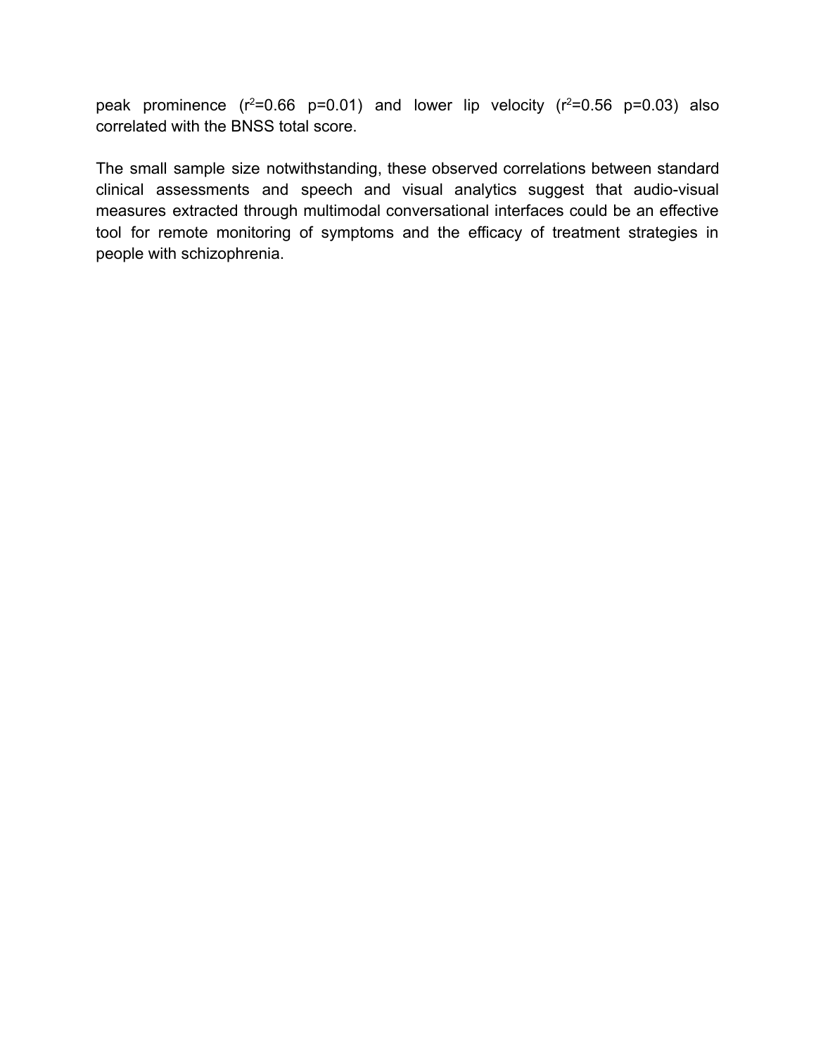peak prominence ($r^2$=0.66 p=0.01) and lower lip velocity ($r^2$=0.56 p=0.03) also correlated with the BNSS total score.

The small sample size notwithstanding, these observed correlations between standard clinical assessments and speech and visual analytics suggest that audio-visual measures extracted through multimodal conversational interfaces could be an effective tool for remote monitoring of symptoms and the efficacy of treatment strategies in people with schizophrenia.